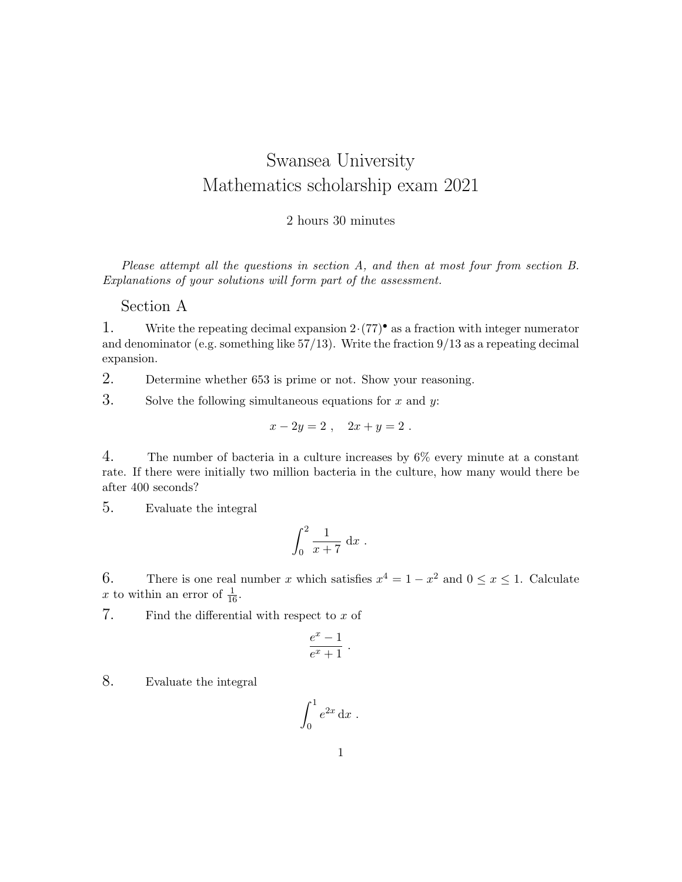# Swansea University
# Mathematics scholarship exam 2021

2 hours 30 minutes

*Please attempt all the questions in section A, and then at most four from section B. Explanations of your solutions will form part of the assessment.*

## Section A

**1.** Write the repeating decimal expansion $2{\cdot}(77)^{\bullet}$ as a fraction with integer numerator and denominator (e.g. something like 57/13). Write the fraction 9/13 as a repeating decimal expansion.

**2.** Determine whether 653 is prime or not. Show your reasoning.

**3.** Solve the following simultaneous equations for $x$ and $y$:

$$x - 2y = 2 \ , \quad 2x + y = 2 \ .$$

**4.** The number of bacteria in a culture increases by 6% every minute at a constant rate. If there were initially two million bacteria in the culture, how many would there be after 400 seconds?

**5.** Evaluate the integral

$$\int_0^2 \frac{1}{x+7} \, \mathrm{d}x \ .$$

**6.** There is one real number $x$ which satisfies $x^4 = 1 - x^2$ and $0 \le x \le 1$. Calculate $x$ to within an error of $\frac{1}{16}$.

**7.** Find the differential with respect to $x$ of

$$\frac{e^x - 1}{e^x + 1} \ .$$

**8.** Evaluate the integral

$$\int_0^1 e^{2x} \, \mathrm{d}x \ .$$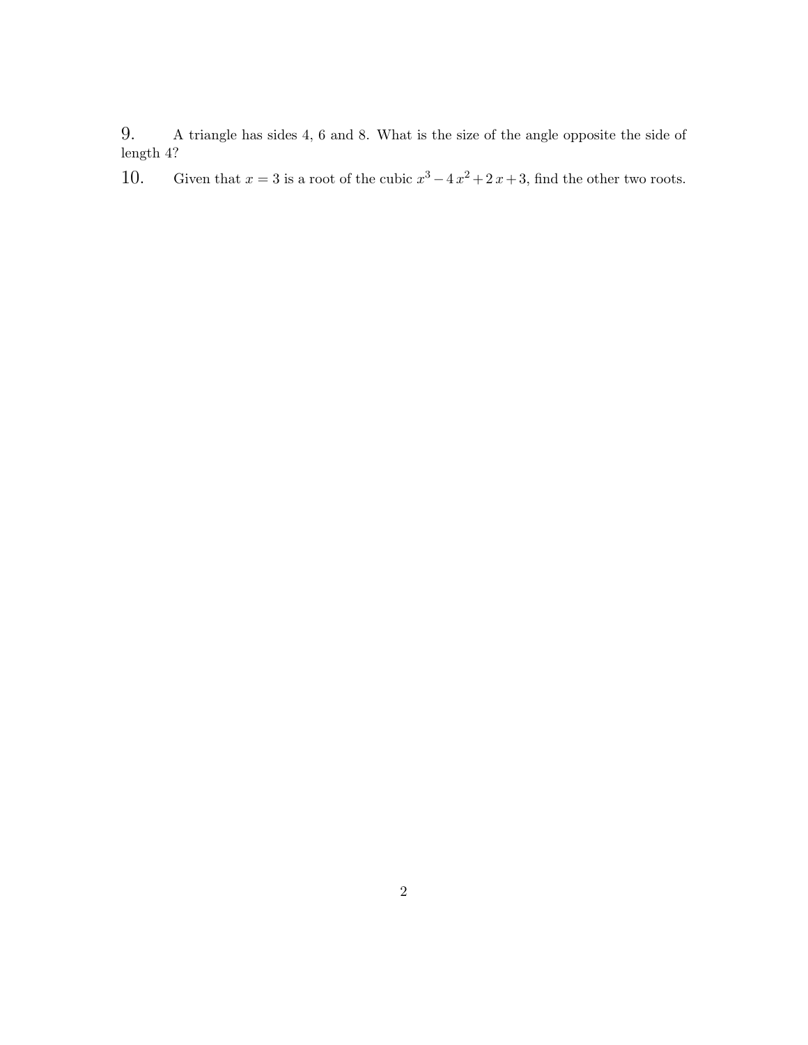9. A triangle has sides 4, 6 and 8. What is the size of the angle opposite the side of length 4?

10. Given that $x = 3$ is a root of the cubic $x^3 - 4x^2 + 2x + 3$, find the other two roots.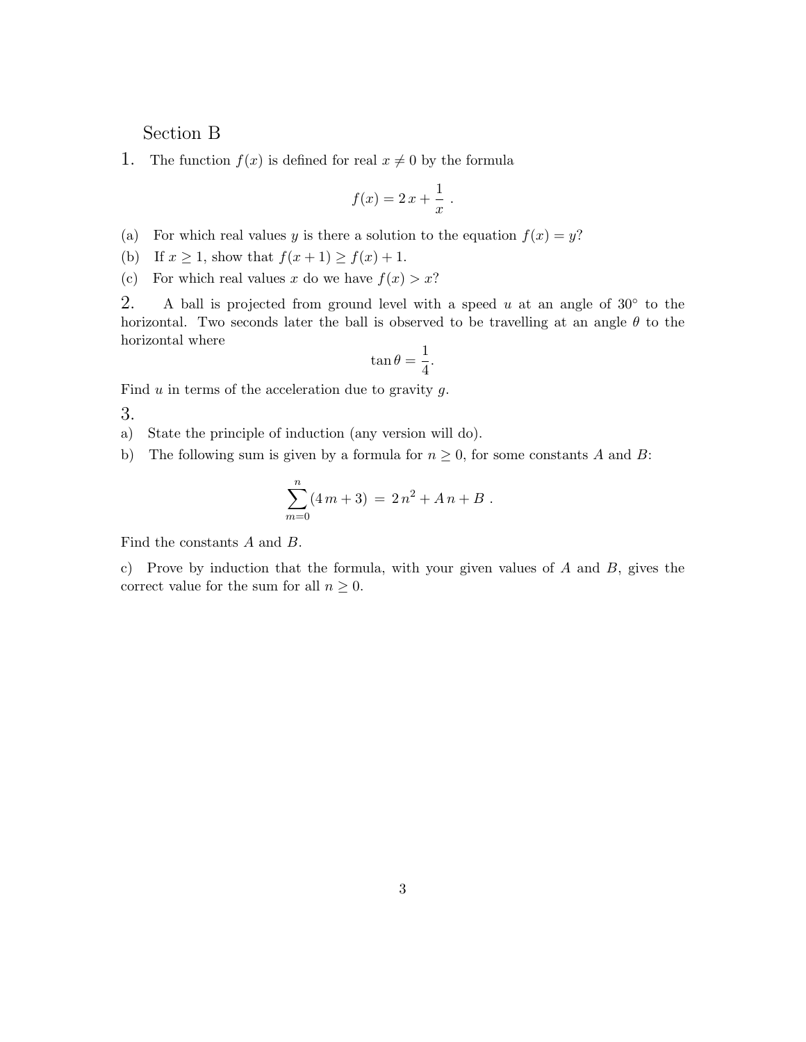## Section B

**1.** The function $f(x)$ is defined for real $x \neq 0$ by the formula

$$f(x) = 2\,x + \frac{1}{x}\ .$$

(a) For which real values $y$ is there a solution to the equation $f(x) = y$?

(b) If $x \geq 1$, show that $f(x+1) \geq f(x) + 1$.

(c) For which real values $x$ do we have $f(x) > x$?

**2.** A ball is projected from ground level with a speed $u$ at an angle of $30°$ to the horizontal. Two seconds later the ball is observed to be travelling at an angle $\theta$ to the horizontal where

$$\tan\theta = \frac{1}{4}.$$

Find $u$ in terms of the acceleration due to gravity $g$.

**3.**

a) State the principle of induction (any version will do).

b) The following sum is given by a formula for $n \geq 0$, for some constants $A$ and $B$:

$$\sum_{m=0}^{n}(4\,m + 3) \ = \ 2\,n^2 + A\,n + B\ .$$

Find the constants $A$ and $B$.

c) Prove by induction that the formula, with your given values of $A$ and $B$, gives the correct value for the sum for all $n \geq 0$.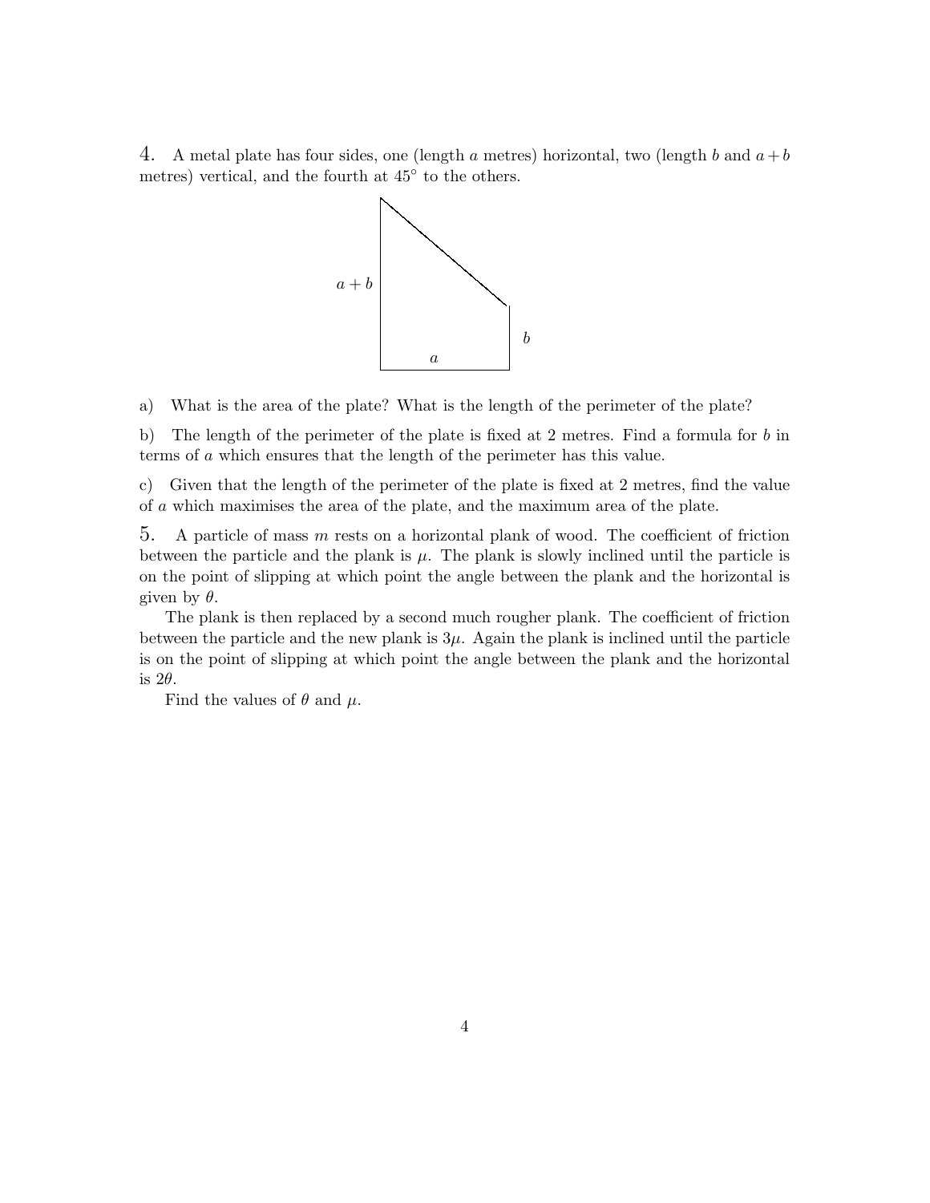4. A metal plate has four sides, one (length $a$ metres) horizontal, two (length $b$ and $a+b$ metres) vertical, and the fourth at $45^\circ$ to the others.

a) What is the area of the plate? What is the length of the perimeter of the plate?

b) The length of the perimeter of the plate is fixed at 2 metres. Find a formula for $b$ in terms of $a$ which ensures that the length of the perimeter has this value.

c) Given that the length of the perimeter of the plate is fixed at 2 metres, find the value of $a$ which maximises the area of the plate, and the maximum area of the plate.

5. A particle of mass $m$ rests on a horizontal plank of wood. The coefficient of friction between the particle and the plank is $\mu$. The plank is slowly inclined until the particle is on the point of slipping at which point the angle between the plank and the horizontal is given by $\theta$.

The plank is then replaced by a second much rougher plank. The coefficient of friction between the particle and the new plank is $3\mu$. Again the plank is inclined until the particle is on the point of slipping at which point the angle between the plank and the horizontal is $2\theta$.

Find the values of $\theta$ and $\mu$.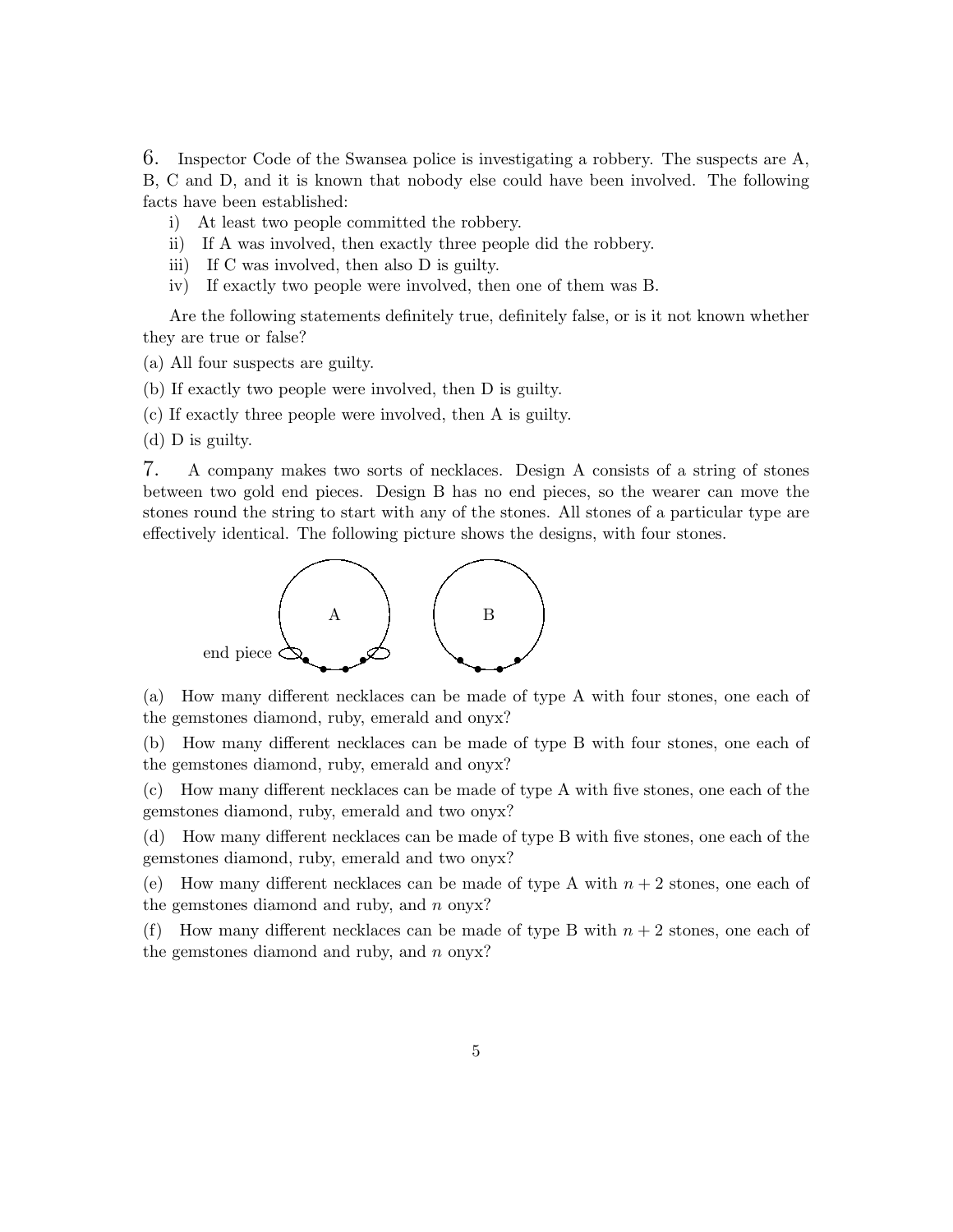**6.** Inspector Code of the Swansea police is investigating a robbery. The suspects are A, B, C and D, and it is known that nobody else could have been involved. The following facts have been established:

i) At least two people committed the robbery.

ii) If A was involved, then exactly three people did the robbery.

iii) If C was involved, then also D is guilty.

iv) If exactly two people were involved, then one of them was B.

Are the following statements definitely true, definitely false, or is it not known whether they are true or false?

(a) All four suspects are guilty.

(b) If exactly two people were involved, then D is guilty.

(c) If exactly three people were involved, then A is guilty.

(d) D is guilty.

**7.** A company makes two sorts of necklaces. Design A consists of a string of stones between two gold end pieces. Design B has no end pieces, so the wearer can move the stones round the string to start with any of the stones. All stones of a particular type are effectively identical. The following picture shows the designs, with four stones.

(a) How many different necklaces can be made of type A with four stones, one each of the gemstones diamond, ruby, emerald and onyx?

(b) How many different necklaces can be made of type B with four stones, one each of the gemstones diamond, ruby, emerald and onyx?

(c) How many different necklaces can be made of type A with five stones, one each of the gemstones diamond, ruby, emerald and two onyx?

(d) How many different necklaces can be made of type B with five stones, one each of the gemstones diamond, ruby, emerald and two onyx?

(e) How many different necklaces can be made of type A with $n + 2$ stones, one each of the gemstones diamond and ruby, and $n$ onyx?

(f) How many different necklaces can be made of type B with $n + 2$ stones, one each of the gemstones diamond and ruby, and $n$ onyx?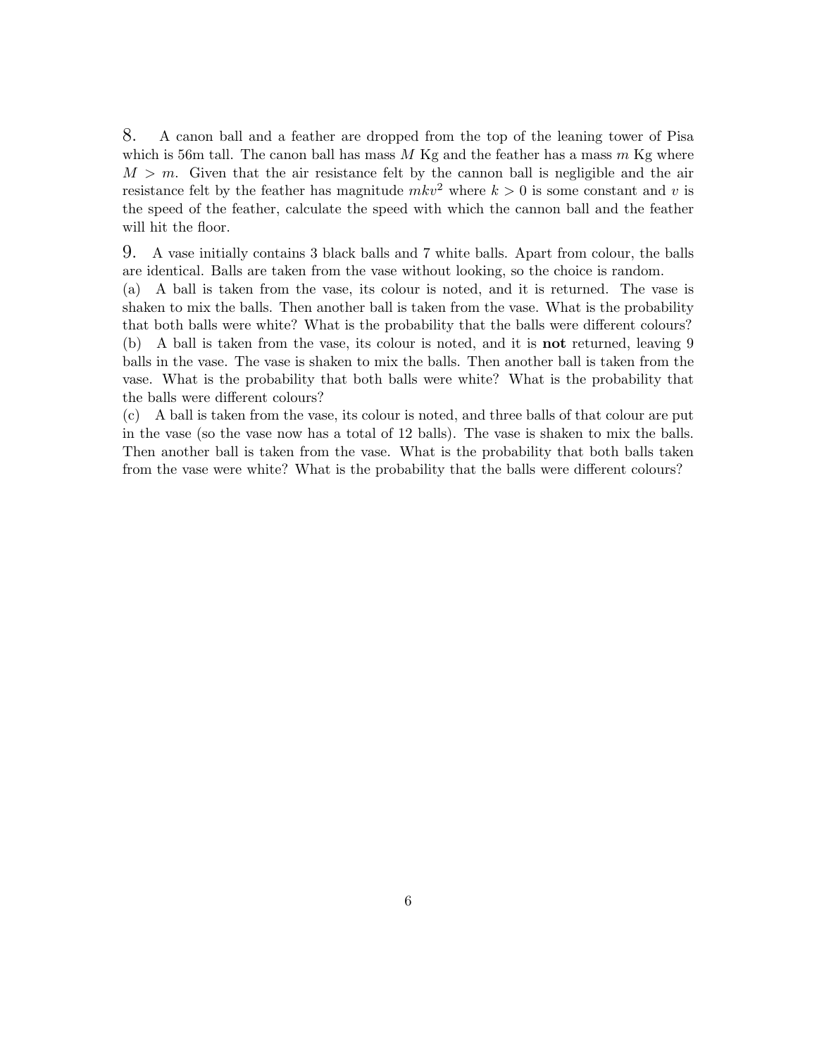8. A canon ball and a feather are dropped from the top of the leaning tower of Pisa which is 56m tall. The canon ball has mass $M$ Kg and the feather has a mass $m$ Kg where $M > m$. Given that the air resistance felt by the cannon ball is negligible and the air resistance felt by the feather has magnitude $mkv^2$ where $k > 0$ is some constant and $v$ is the speed of the feather, calculate the speed with which the cannon ball and the feather will hit the floor.

9. A vase initially contains 3 black balls and 7 white balls. Apart from colour, the balls are identical. Balls are taken from the vase without looking, so the choice is random.

(a) A ball is taken from the vase, its colour is noted, and it is returned. The vase is shaken to mix the balls. Then another ball is taken from the vase. What is the probability that both balls were white? What is the probability that the balls were different colours?

(b) A ball is taken from the vase, its colour is noted, and it is **not** returned, leaving 9 balls in the vase. The vase is shaken to mix the balls. Then another ball is taken from the vase. What is the probability that both balls were white? What is the probability that the balls were different colours?

(c) A ball is taken from the vase, its colour is noted, and three balls of that colour are put in the vase (so the vase now has a total of 12 balls). The vase is shaken to mix the balls. Then another ball is taken from the vase. What is the probability that both balls taken from the vase were white? What is the probability that the balls were different colours?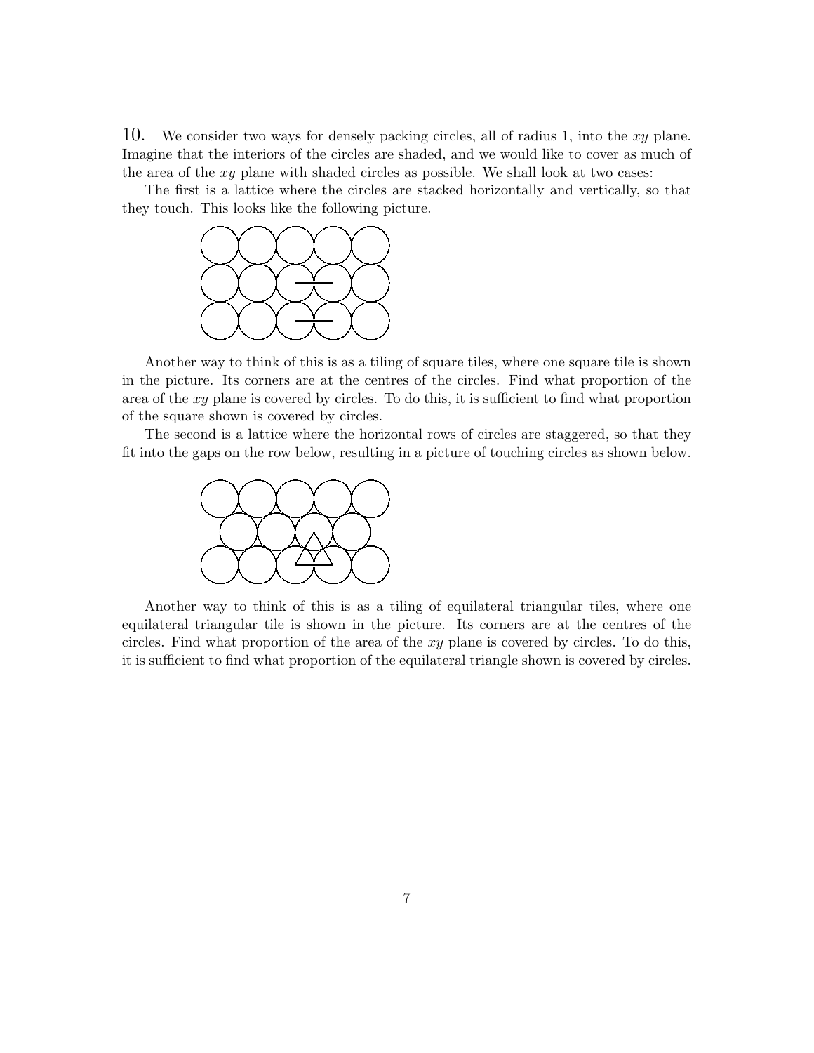10. We consider two ways for densely packing circles, all of radius 1, into the $xy$ plane. Imagine that the interiors of the circles are shaded, and we would like to cover as much of the area of the $xy$ plane with shaded circles as possible. We shall look at two cases:

The first is a lattice where the circles are stacked horizontally and vertically, so that they touch. This looks like the following picture.

Another way to think of this is as a tiling of square tiles, where one square tile is shown in the picture. Its corners are at the centres of the circles. Find what proportion of the area of the $xy$ plane is covered by circles. To do this, it is sufficient to find what proportion of the square shown is covered by circles.

The second is a lattice where the horizontal rows of circles are staggered, so that they fit into the gaps on the row below, resulting in a picture of touching circles as shown below.

Another way to think of this is as a tiling of equilateral triangular tiles, where one equilateral triangular tile is shown in the picture. Its corners are at the centres of the circles. Find what proportion of the area of the $xy$ plane is covered by circles. To do this, it is sufficient to find what proportion of the equilateral triangle shown is covered by circles.